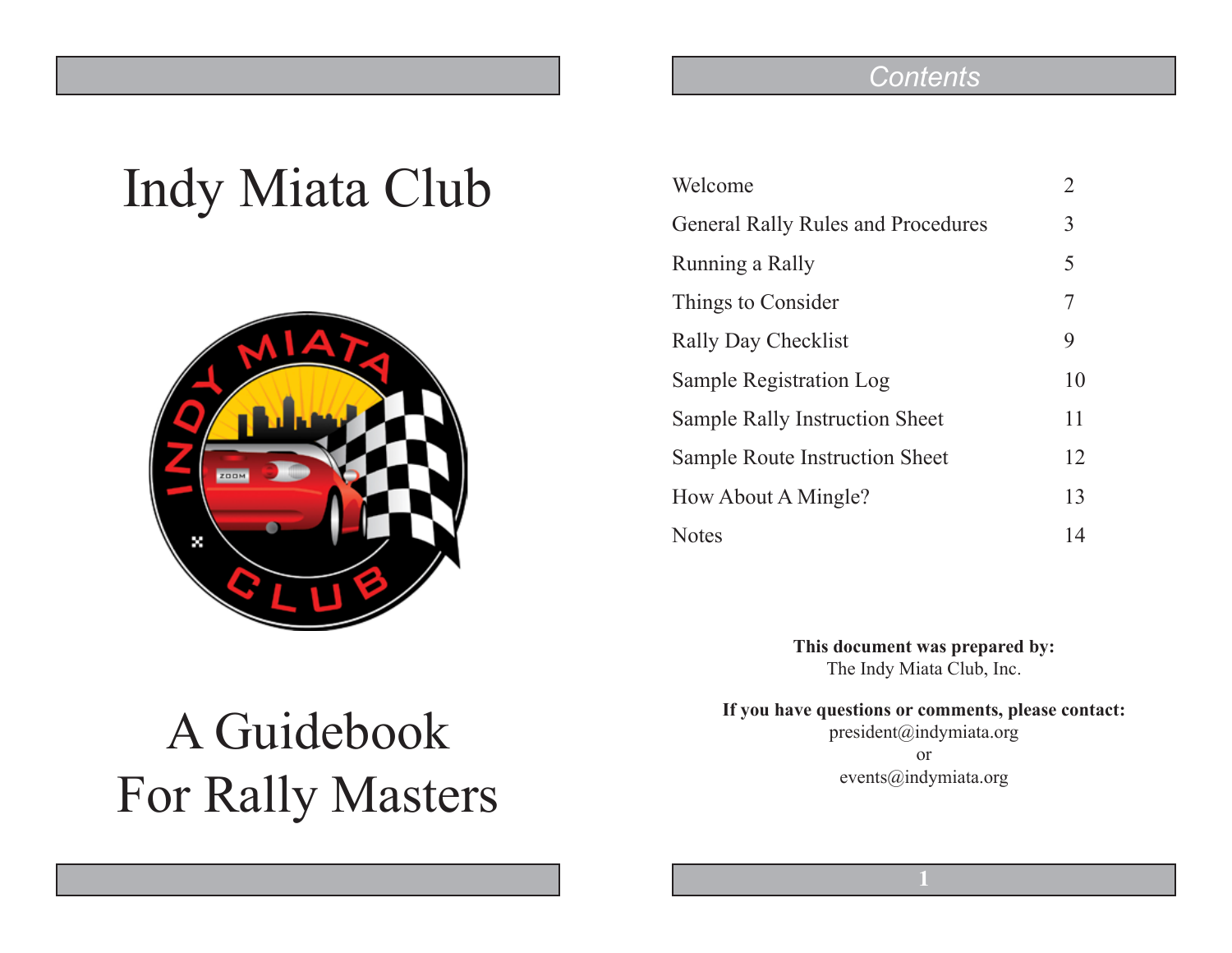# Indy Miata Club

# A Guidebook For Rally Masters

## Contents

| | |
|---|---|
| Welcome | 2 |
| General Rally Rules and Procedures | 3 |
| Running a Rally | 5 |
| Things to Consider | 7 |
| Rally Day Checklist | 9 |
| Sample Registration Log | 10 |
| Sample Rally Instruction Sheet | 11 |
| Sample Route Instruction Sheet | 12 |
| How About A Mingle? | 13 |
| Notes | 14 |

**This document was prepared by:**
The Indy Miata Club, Inc.

**If you have questions or comments, please contact:**
president@indymiata.org
or
events@indymiata.org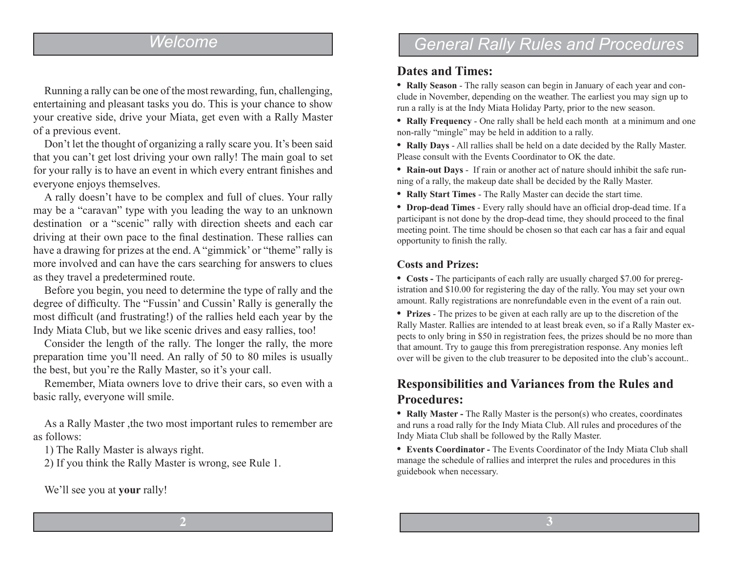# Welcome

Running a rally can be one of the most rewarding, fun, challenging, entertaining and pleasant tasks you do. This is your chance to show your creative side, drive your Miata, get even with a Rally Master of a previous event.

Don't let the thought of organizing a rally scare you. It's been said that you can't get lost driving your own rally! The main goal to set for your rally is to have an event in which every entrant finishes and everyone enjoys themselves.

A rally doesn't have to be complex and full of clues. Your rally may be a "caravan" type with you leading the way to an unknown destination or a "scenic" rally with direction sheets and each car driving at their own pace to the final destination. These rallies can have a drawing for prizes at the end. A "gimmick' or "theme" rally is more involved and can have the cars searching for answers to clues as they travel a predetermined route.

Before you begin, you need to determine the type of rally and the degree of difficulty. The "Fussin' and Cussin' Rally is generally the most difficult (and frustrating!) of the rallies held each year by the Indy Miata Club, but we like scenic drives and easy rallies, too!

Consider the length of the rally. The longer the rally, the more preparation time you'll need. An rally of 50 to 80 miles is usually the best, but you're the Rally Master, so it's your call.

Remember, Miata owners love to drive their cars, so even with a basic rally, everyone will smile.

As a Rally Master ,the two most important rules to remember are as follows:

1) The Rally Master is always right.
2) If you think the Rally Master is wrong, see Rule 1.

We'll see you at **your** rally!

# General Rally Rules and Procedures

## Dates and Times:

- **Rally Season** - The rally season can begin in January of each year and conclude in November, depending on the weather. The earliest you may sign up to run a rally is at the Indy Miata Holiday Party, prior to the new season.
- **Rally Frequency** - One rally shall be held each month at a minimum and one non-rally "mingle" may be held in addition to a rally.
- **Rally Days** - All rallies shall be held on a date decided by the Rally Master. Please consult with the Events Coordinator to OK the date.
- **Rain-out Days** - If rain or another act of nature should inhibit the safe running of a rally, the makeup date shall be decided by the Rally Master.
- **Rally Start Times** - The Rally Master can decide the start time.
- **Drop-dead Times** - Every rally should have an official drop-dead time. If a participant is not done by the drop-dead time, they should proceed to the final meeting point. The time should be chosen so that each car has a fair and equal opportunity to finish the rally.

### Costs and Prizes:

- **Costs -** The participants of each rally are usually charged $7.00 for preregistration and $10.00 for registering the day of the rally. You may set your own amount. Rally registrations are nonrefundable even in the event of a rain out.
- **Prizes** - The prizes to be given at each rally are up to the discretion of the Rally Master. Rallies are intended to at least break even, so if a Rally Master expects to only bring in $50 in registration fees, the prizes should be no more than that amount. Try to gauge this from preregistration response. Any monies left over will be given to the club treasurer to be deposited into the club's account..

## Responsibilities and Variances from the Rules and Procedures:

- **Rally Master -** The Rally Master is the person(s) who creates, coordinates and runs a road rally for the Indy Miata Club. All rules and procedures of the Indy Miata Club shall be followed by the Rally Master.
- **Events Coordinator -** The Events Coordinator of the Indy Miata Club shall manage the schedule of rallies and interpret the rules and procedures in this guidebook when necessary.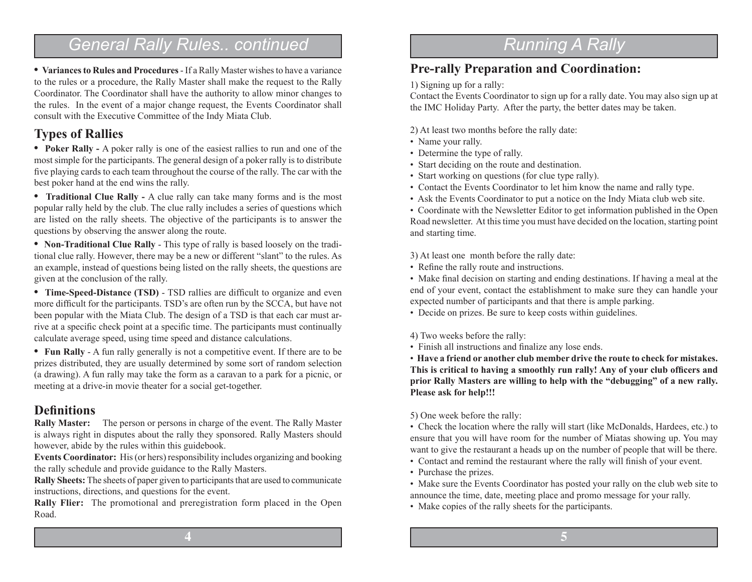# General Rally Rules.. continued

- **Variances to Rules and Procedures** - If a Rally Master wishes to have a variance to the rules or a procedure, the Rally Master shall make the request to the Rally Coordinator. The Coordinator shall have the authority to allow minor changes to the rules. In the event of a major change request, the Events Coordinator shall consult with the Executive Committee of the Indy Miata Club.

## Types of Rallies

- **Poker Rally -** A poker rally is one of the easiest rallies to run and one of the most simple for the participants. The general design of a poker rally is to distribute five playing cards to each team throughout the course of the rally. The car with the best poker hand at the end wins the rally.
- **Traditional Clue Rally -** A clue rally can take many forms and is the most popular rally held by the club. The clue rally includes a series of questions which are listed on the rally sheets. The objective of the participants is to answer the questions by observing the answer along the route.
- **Non-Traditional Clue Rally** - This type of rally is based loosely on the traditional clue rally. However, there may be a new or different "slant" to the rules. As an example, instead of questions being listed on the rally sheets, the questions are given at the conclusion of the rally.
- **Time-Speed-Distance (TSD)** - TSD rallies are difficult to organize and even more difficult for the participants. TSD's are often run by the SCCA, but have not been popular with the Miata Club. The design of a TSD is that each car must arrive at a specific check point at a specific time. The participants must continually calculate average speed, using time speed and distance calculations.
- **Fun Rally** - A fun rally generally is not a competitive event. If there are to be prizes distributed, they are usually determined by some sort of random selection (a drawing). A fun rally may take the form as a caravan to a park for a picnic, or meeting at a drive-in movie theater for a social get-together.

## Definitions

**Rally Master:** The person or persons in charge of the event. The Rally Master is always right in disputes about the rally they sponsored. Rally Masters should however, abide by the rules within this guidebook.

**Events Coordinator:** His (or hers) responsibility includes organizing and booking the rally schedule and provide guidance to the Rally Masters.

**Rally Sheets:** The sheets of paper given to participants that are used to communicate instructions, directions, and questions for the event.

**Rally Flier:** The promotional and preregistration form placed in the Open Road.

# Running A Rally

## Pre-rally Preparation and Coordination:

1) Signing up for a rally:

Contact the Events Coordinator to sign up for a rally date. You may also sign up at the IMC Holiday Party. After the party, the better dates may be taken.

2) At least two months before the rally date:

- Name your rally.
- Determine the type of rally.
- Start deciding on the route and destination.
- Start working on questions (for clue type rally).
- Contact the Events Coordinator to let him know the name and rally type.
- Ask the Events Coordinator to put a notice on the Indy Miata club web site.
- Coordinate with the Newsletter Editor to get information published in the Open Road newsletter. At this time you must have decided on the location, starting point and starting time.

3) At least one month before the rally date:

- Refine the rally route and instructions.
- Make final decision on starting and ending destinations. If having a meal at the end of your event, contact the establishment to make sure they can handle your expected number of participants and that there is ample parking.
- Decide on prizes. Be sure to keep costs within guidelines.

4) Two weeks before the rally:

- Finish all instructions and finalize any lose ends.
- **Have a friend or another club member drive the route to check for mistakes. This is critical to having a smoothly run rally! Any of your club officers and prior Rally Masters are willing to help with the "debugging" of a new rally. Please ask for help!!!**

5) One week before the rally:

- Check the location where the rally will start (like McDonalds, Hardees, etc.) to ensure that you will have room for the number of Miatas showing up. You may want to give the restaurant a heads up on the number of people that will be there.
- Contact and remind the restaurant where the rally will finish of your event.
- Purchase the prizes.
- Make sure the Events Coordinator has posted your rally on the club web site to announce the time, date, meeting place and promo message for your rally.
- Make copies of the rally sheets for the participants.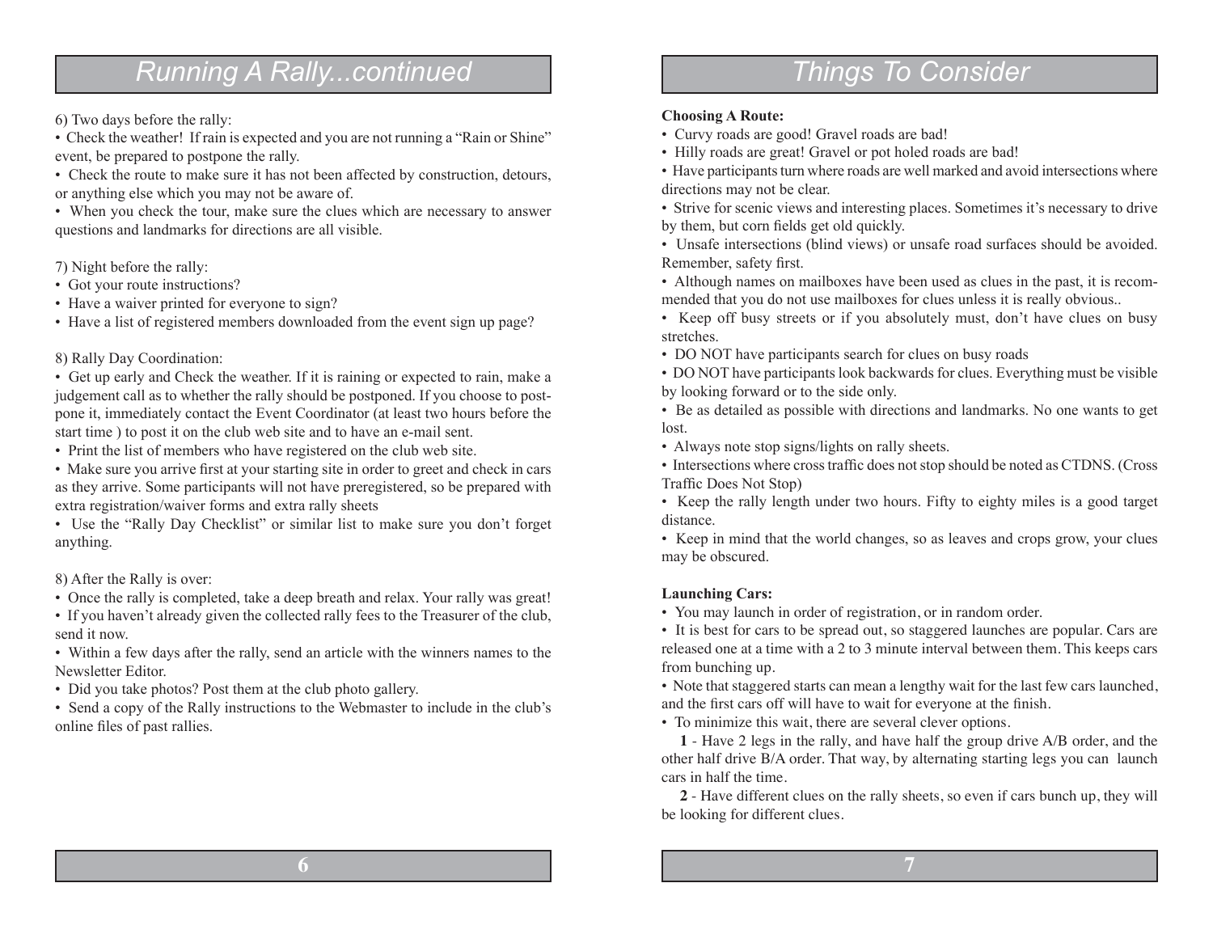## Running A Rally...continued

6) Two days before the rally:

- Check the weather! If rain is expected and you are not running a "Rain or Shine" event, be prepared to postpone the rally.
- Check the route to make sure it has not been affected by construction, detours, or anything else which you may not be aware of.
- When you check the tour, make sure the clues which are necessary to answer questions and landmarks for directions are all visible.

7) Night before the rally:

- Got your route instructions?
- Have a waiver printed for everyone to sign?
- Have a list of registered members downloaded from the event sign up page?

8) Rally Day Coordination:

- Get up early and Check the weather. If it is raining or expected to rain, make a judgement call as to whether the rally should be postponed. If you choose to postpone it, immediately contact the Event Coordinator (at least two hours before the start time ) to post it on the club web site and to have an e-mail sent.
- Print the list of members who have registered on the club web site.
- Make sure you arrive first at your starting site in order to greet and check in cars as they arrive. Some participants will not have preregistered, so be prepared with extra registration/waiver forms and extra rally sheets
- Use the "Rally Day Checklist" or similar list to make sure you don't forget anything.

8) After the Rally is over:

- Once the rally is completed, take a deep breath and relax. Your rally was great!
- If you haven't already given the collected rally fees to the Treasurer of the club, send it now.
- Within a few days after the rally, send an article with the winners names to the Newsletter Editor.
- Did you take photos? Post them at the club photo gallery.
- Send a copy of the Rally instructions to the Webmaster to include in the club's online files of past rallies.

## Things To Consider

**Choosing A Route:**

- Curvy roads are good! Gravel roads are bad!
- Hilly roads are great! Gravel or pot holed roads are bad!
- Have participants turn where roads are well marked and avoid intersections where directions may not be clear.
- Strive for scenic views and interesting places. Sometimes it's necessary to drive by them, but corn fields get old quickly.
- Unsafe intersections (blind views) or unsafe road surfaces should be avoided. Remember, safety first.
- Although names on mailboxes have been used as clues in the past, it is recommended that you do not use mailboxes for clues unless it is really obvious..
- Keep off busy streets or if you absolutely must, don't have clues on busy stretches.
- DO NOT have participants search for clues on busy roads
- DO NOT have participants look backwards for clues. Everything must be visible by looking forward or to the side only.
- Be as detailed as possible with directions and landmarks. No one wants to get lost.
- Always note stop signs/lights on rally sheets.
- Intersections where cross traffic does not stop should be noted as CTDNS. (Cross Traffic Does Not Stop)
- Keep the rally length under two hours. Fifty to eighty miles is a good target distance.
- Keep in mind that the world changes, so as leaves and crops grow, your clues may be obscured.

**Launching Cars:**

- You may launch in order of registration, or in random order.
- It is best for cars to be spread out, so staggered launches are popular. Cars are released one at a time with a 2 to 3 minute interval between them. This keeps cars from bunching up.
- Note that staggered starts can mean a lengthy wait for the last few cars launched, and the first cars off will have to wait for everyone at the finish.
- To minimize this wait, there are several clever options.

  **1** - Have 2 legs in the rally, and have half the group drive A/B order, and the other half drive B/A order. That way, by alternating starting legs you can launch cars in half the time.

  **2** - Have different clues on the rally sheets, so even if cars bunch up, they will be looking for different clues.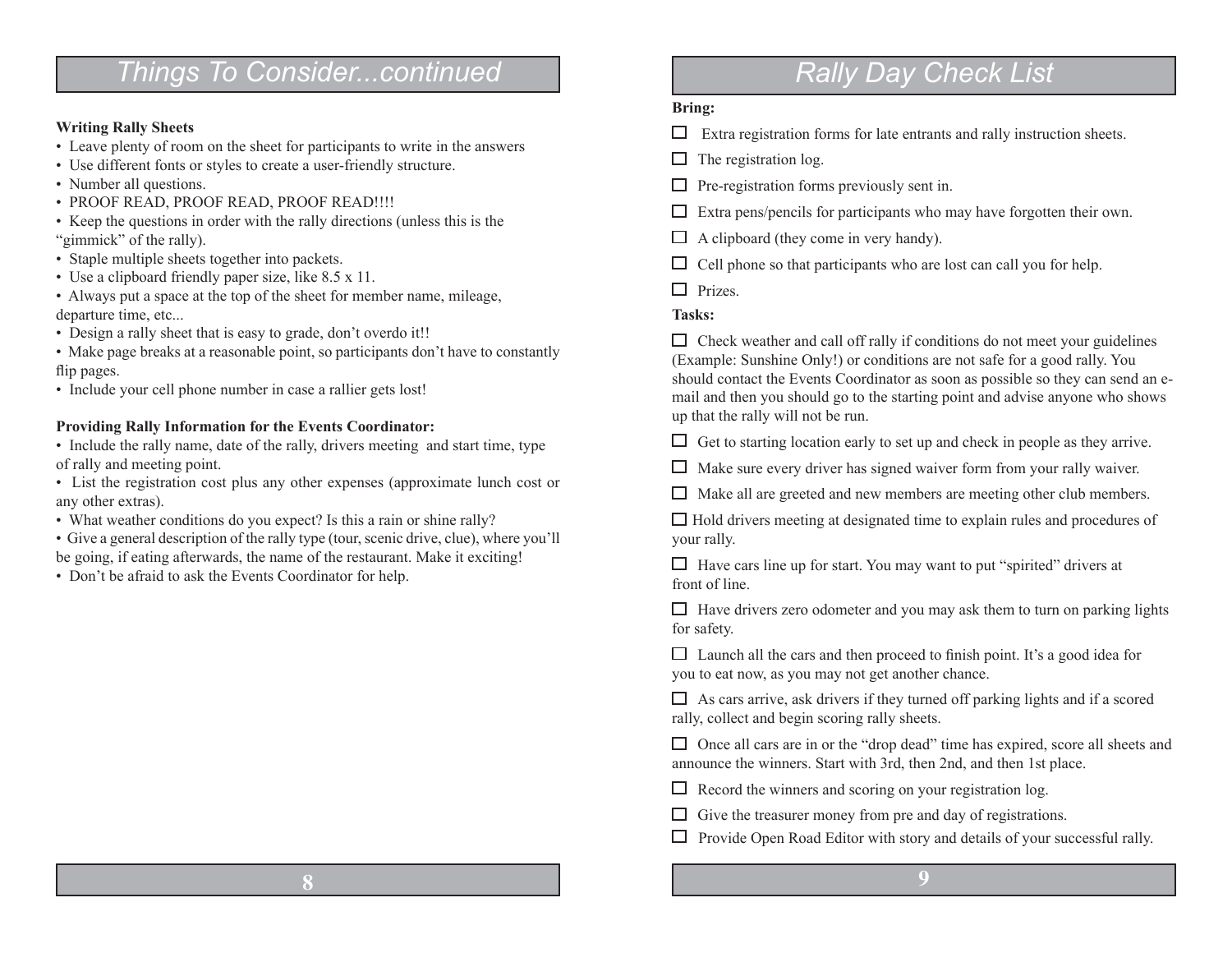## *Things To Consider...continued*

**Writing Rally Sheets**

- Leave plenty of room on the sheet for participants to write in the answers
- Use different fonts or styles to create a user-friendly structure.
- Number all questions.
- PROOF READ, PROOF READ, PROOF READ!!!!
- Keep the questions in order with the rally directions (unless this is the "gimmick" of the rally).
- Staple multiple sheets together into packets.
- Use a clipboard friendly paper size, like 8.5 x 11.
- Always put a space at the top of the sheet for member name, mileage, departure time, etc...
- Design a rally sheet that is easy to grade, don't overdo it!!
- Make page breaks at a reasonable point, so participants don't have to constantly flip pages.
- Include your cell phone number in case a rallier gets lost!

**Providing Rally Information for the Events Coordinator:**

- Include the rally name, date of the rally, drivers meeting and start time, type of rally and meeting point.
- List the registration cost plus any other expenses (approximate lunch cost or any other extras).
- What weather conditions do you expect? Is this a rain or shine rally?
- Give a general description of the rally type (tour, scenic drive, clue), where you'll be going, if eating afterwards, the name of the restaurant. Make it exciting!
- Don't be afraid to ask the Events Coordinator for help.

## *Rally Day Check List*

**Bring:**

- ☐ Extra registration forms for late entrants and rally instruction sheets.
- ☐ The registration log.
- ☐ Pre-registration forms previously sent in.
- ☐ Extra pens/pencils for participants who may have forgotten their own.
- ☐ A clipboard (they come in very handy).
- ☐ Cell phone so that participants who are lost can call you for help.
- ☐ Prizes.

**Tasks:**

- ☐ Check weather and call off rally if conditions do not meet your guidelines (Example: Sunshine Only!) or conditions are not safe for a good rally. You should contact the Events Coordinator as soon as possible so they can send an e-mail and then you should go to the starting point and advise anyone who shows up that the rally will not be run.
- ☐ Get to starting location early to set up and check in people as they arrive.
- ☐ Make sure every driver has signed waiver form from your rally waiver.
- ☐ Make all are greeted and new members are meeting other club members.
- ☐ Hold drivers meeting at designated time to explain rules and procedures of your rally.
- ☐ Have cars line up for start. You may want to put "spirited" drivers at front of line.
- ☐ Have drivers zero odometer and you may ask them to turn on parking lights for safety.
- ☐ Launch all the cars and then proceed to finish point. It's a good idea for you to eat now, as you may not get another chance.
- ☐ As cars arrive, ask drivers if they turned off parking lights and if a scored rally, collect and begin scoring rally sheets.
- ☐ Once all cars are in or the "drop dead" time has expired, score all sheets and announce the winners. Start with 3rd, then 2nd, and then 1st place.
- ☐ Record the winners and scoring on your registration log.
- ☐ Give the treasurer money from pre and day of registrations.
- ☐ Provide Open Road Editor with story and details of your successful rally.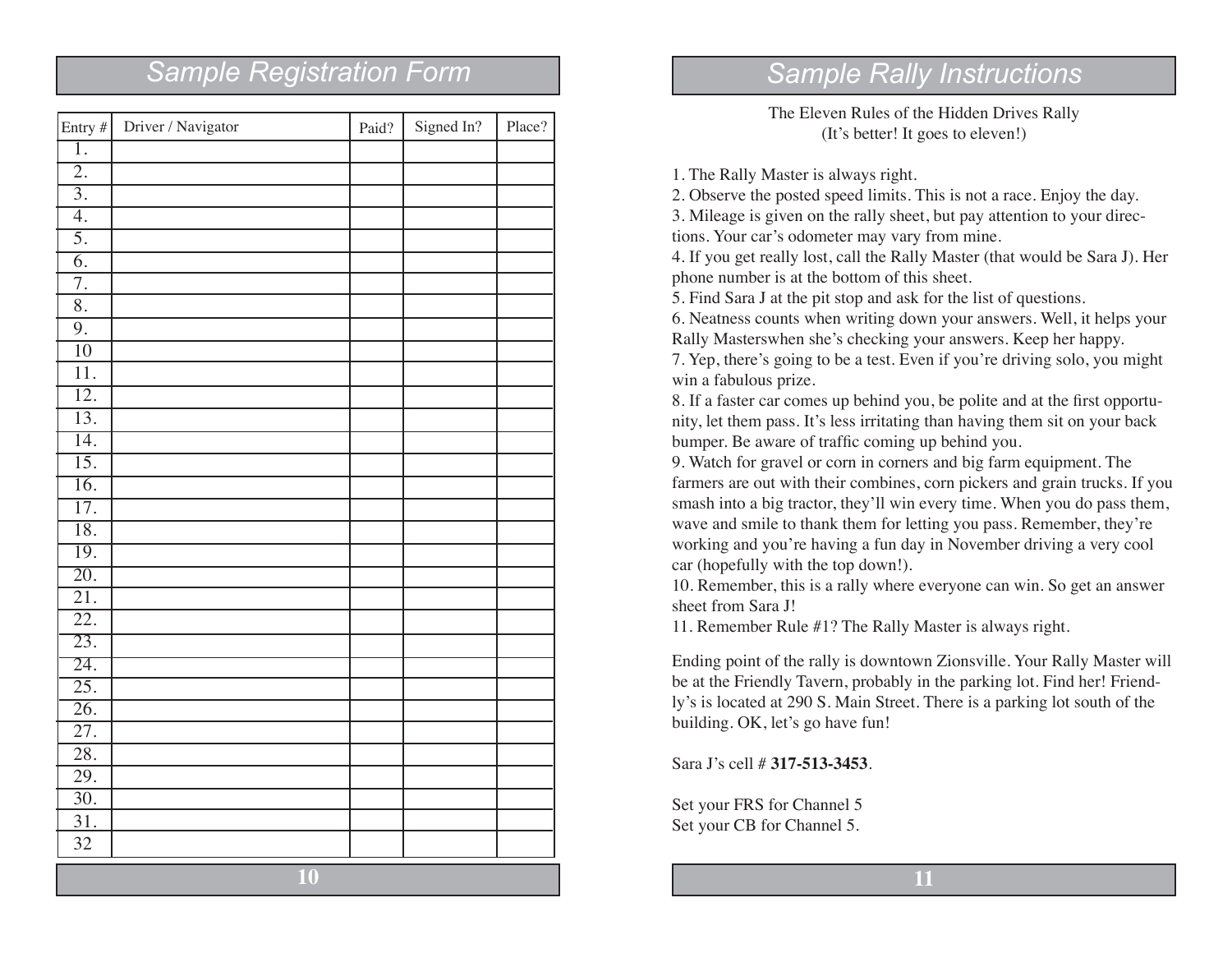## Sample Registration Form

| Entry # | Driver / Navigator | Paid? | Signed In? | Place? |
|---|---|---|---|---|
| 1. | | | | |
| 2. | | | | |
| 3. | | | | |
| 4. | | | | |
| 5. | | | | |
| 6. | | | | |
| 7. | | | | |
| 8. | | | | |
| 9. | | | | |
| 10 | | | | |
| 11. | | | | |
| 12. | | | | |
| 13. | | | | |
| 14. | | | | |
| 15. | | | | |
| 16. | | | | |
| 17. | | | | |
| 18. | | | | |
| 19. | | | | |
| 20. | | | | |
| 21. | | | | |
| 22. | | | | |
| 23. | | | | |
| 24. | | | | |
| 25. | | | | |
| 26. | | | | |
| 27. | | | | |
| 28. | | | | |
| 29. | | | | |
| 30. | | | | |
| 31. | | | | |
| 32 | | | | |

## Sample Rally Instructions

The Eleven Rules of the Hidden Drives Rally
(It's better! It goes to eleven!)

1. The Rally Master is always right.
2. Observe the posted speed limits. This is not a race. Enjoy the day.
3. Mileage is given on the rally sheet, but pay attention to your directions. Your car's odometer may vary from mine.
4. If you get really lost, call the Rally Master (that would be Sara J). Her phone number is at the bottom of this sheet.
5. Find Sara J at the pit stop and ask for the list of questions.
6. Neatness counts when writing down your answers. Well, it helps your Rally Masterswhen she's checking your answers. Keep her happy.
7. Yep, there's going to be a test. Even if you're driving solo, you might win a fabulous prize.
8. If a faster car comes up behind you, be polite and at the first opportunity, let them pass. It's less irritating than having them sit on your back bumper. Be aware of traffic coming up behind you.
9. Watch for gravel or corn in corners and big farm equipment. The farmers are out with their combines, corn pickers and grain trucks. If you smash into a big tractor, they'll win every time. When you do pass them, wave and smile to thank them for letting you pass. Remember, they're working and you're having a fun day in November driving a very cool car (hopefully with the top down!).
10. Remember, this is a rally where everyone can win. So get an answer sheet from Sara J!
11. Remember Rule #1? The Rally Master is always right.

Ending point of the rally is downtown Zionsville. Your Rally Master will be at the Friendly Tavern, probably in the parking lot. Find her! Friendly's is located at 290 S. Main Street. There is a parking lot south of the building. OK, let's go have fun!

Sara J's cell # **317-513-3453**.

Set your FRS for Channel 5
Set your CB for Channel 5.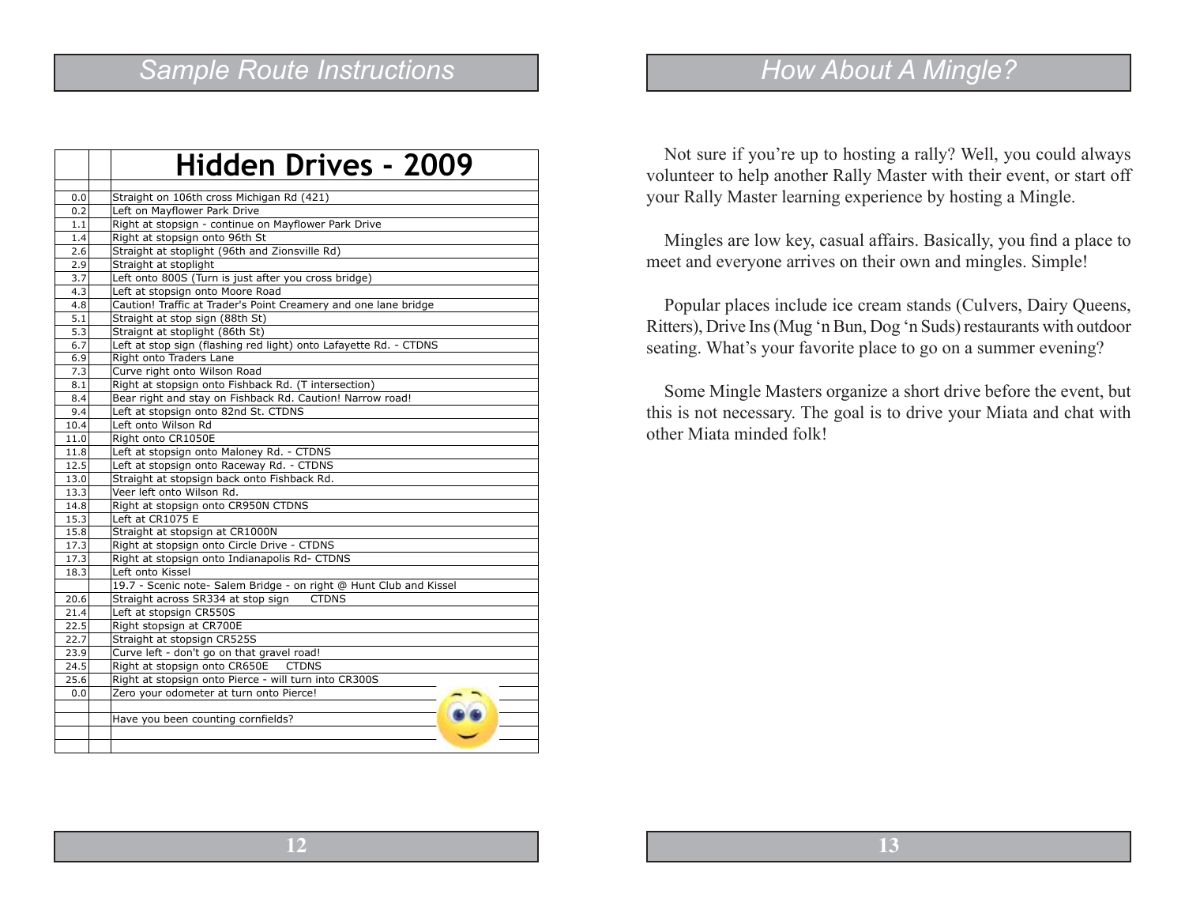# Sample Route Instructions

| | | Hidden Drives - 2009 |
|---|---|---|
| 0.0 | | Straight on 106th cross Michigan Rd (421) |
| 0.2 | | Left on Mayflower Park Drive |
| 1.1 | | Right at stopsign - continue on Mayflower Park Drive |
| 1.4 | | Right at stopsign onto 96th St |
| 2.6 | | Straight at stoplight (96th and Zionsville Rd) |
| 2.9 | | Straight at stoplight |
| 3.7 | | Left onto 800S (Turn is just after you cross bridge) |
| 4.3 | | Left at stopsign onto Moore Road |
| 4.8 | | Caution! Traffic at Trader's Point Creamery and one lane bridge |
| 5.1 | | Straight at stop sign (88th St) |
| 5.3 | | Straignt at stoplight (86th St) |
| 6.7 | | Left at stop sign (flashing red light) onto Lafayette Rd. - CTDNS |
| 6.9 | | Right onto Traders Lane |
| 7.3 | | Curve right onto Wilson Road |
| 8.1 | | Right at stopsign onto Fishback Rd. (T intersection) |
| 8.4 | | Bear right and stay on Fishback Rd. Caution! Narrow road! |
| 9.4 | | Left at stopsign onto 82nd St. CTDNS |
| 10.4 | | Left onto Wilson Rd |
| 11.0 | | Right onto CR1050E |
| 11.8 | | Left at stopsign onto Maloney Rd. - CTDNS |
| 12.5 | | Left at stopsign onto Raceway Rd. - CTDNS |
| 13.0 | | Straight at stopsign back onto Fishback Rd. |
| 13.3 | | Veer left onto Wilson Rd. |
| 14.8 | | Right at stopsign onto CR950N CTDNS |
| 15.3 | | Left at CR1075 E |
| 15.8 | | Straight at stopsign at CR1000N |
| 17.3 | | Right at stopsign onto Circle Drive - CTDNS |
| 17.3 | | Right at stopsign onto Indianapolis Rd- CTDNS |
| 18.3 | | Left onto Kissel |
| | | 19.7 - Scenic note- Salem Bridge - on right @ Hunt Club and Kissel |
| 20.6 | | Straight across SR334 at stop sign CTDNS |
| 21.4 | | Left at stopsign CR550S |
| 22.5 | | Right stopsign at CR700E |
| 22.7 | | Straight at stopsign CR525S |
| 23.9 | | Curve left - don't go on that gravel road! |
| 24.5 | | Right at stopsign onto CR650E CTDNS |
| 25.6 | | Right at stopsign onto Pierce - will turn into CR300S |
| 0.0 | | Zero your odometer at turn onto Pierce! |
| | | |
| | | Have you been counting cornfields? |

# How About A Mingle?

Not sure if you're up to hosting a rally? Well, you could always volunteer to help another Rally Master with their event, or start off your Rally Master learning experience by hosting a Mingle.

Mingles are low key, casual affairs. Basically, you find a place to meet and everyone arrives on their own and mingles. Simple!

Popular places include ice cream stands (Culvers, Dairy Queens, Ritters), Drive Ins (Mug 'n Bun, Dog 'n Suds) restaurants with outdoor seating. What's your favorite place to go on a summer evening?

Some Mingle Masters organize a short drive before the event, but this is not necessary. The goal is to drive your Miata and chat with other Miata minded folk!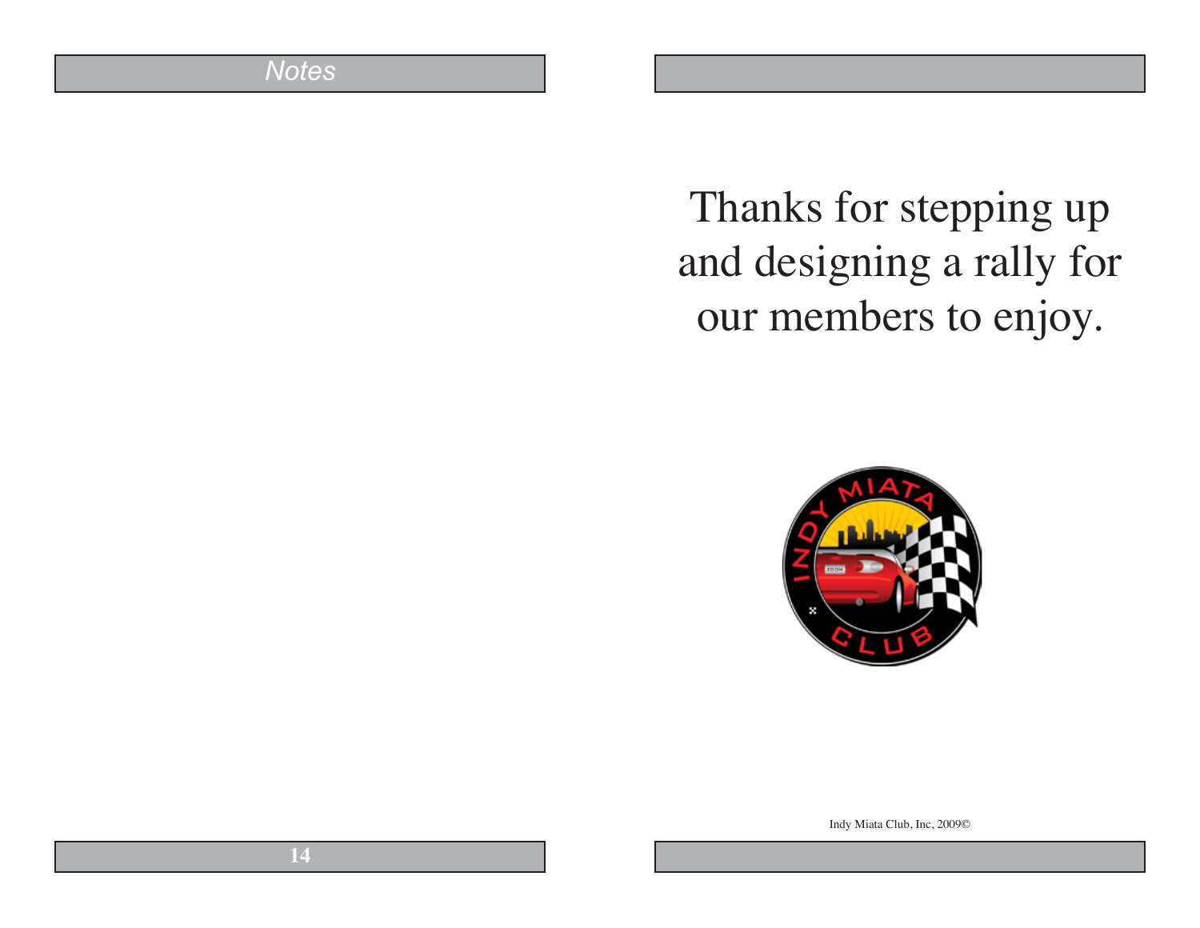## *Notes*

Thanks for stepping up and designing a rally for our members to enjoy.

Indy Miata Club, Inc, 2009©